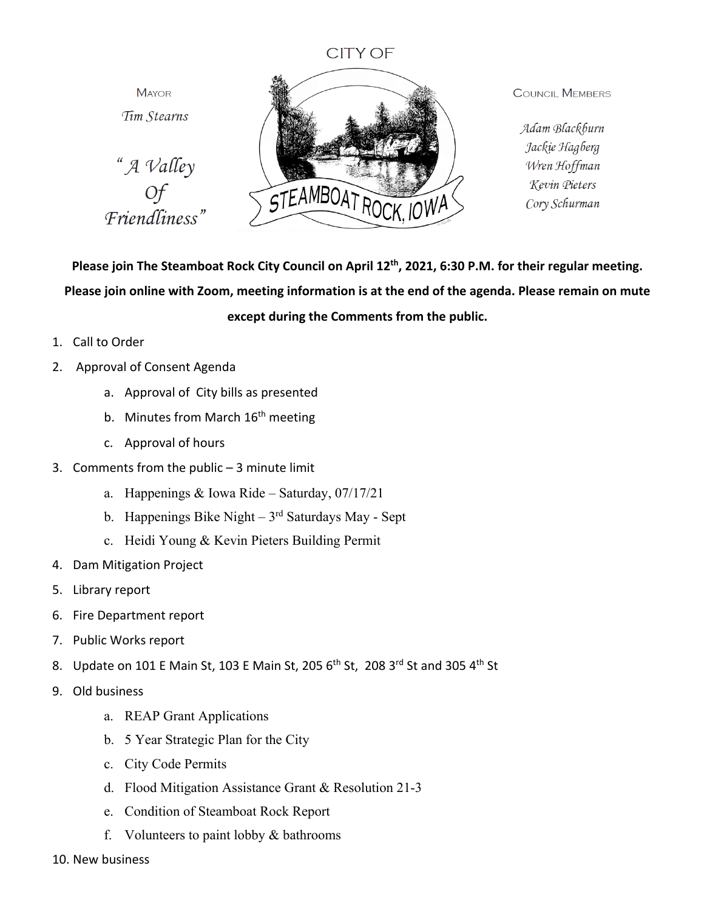CITY OF

MAYOR

*Tim Stearns*

*"A Valley Of Friendliness"*

STEAMBOAT ROCK, IOWA

COUNCIL MEMBERS

*Adam Blackburn*
*Jackie Hagberg*
*Wren Hoffman*
*Kevin Pieters*
*Cory Schurman*

**Please join The Steamboat Rock City Council on April 12th, 2021, 6:30 P.M. for their regular meeting. Please join online with Zoom, meeting information is at the end of the agenda. Please remain on mute except during the Comments from the public.**

1. Call to Order
2. Approval of Consent Agenda
    a. Approval of City bills as presented
    b. Minutes from March 16th meeting
    c. Approval of hours
3. Comments from the public – 3 minute limit
    a. Happenings & Iowa Ride – Saturday, 07/17/21
    b. Happenings Bike Night – 3rd Saturdays May - Sept
    c. Heidi Young & Kevin Pieters Building Permit
4. Dam Mitigation Project
5. Library report
6. Fire Department report
7. Public Works report
8. Update on 101 E Main St, 103 E Main St, 205 6th St, 208 3rd St and 305 4th St
9. Old business
    a. REAP Grant Applications
    b. 5 Year Strategic Plan for the City
    c. City Code Permits
    d. Flood Mitigation Assistance Grant & Resolution 21-3
    e. Condition of Steamboat Rock Report
    f. Volunteers to paint lobby & bathrooms
10. New business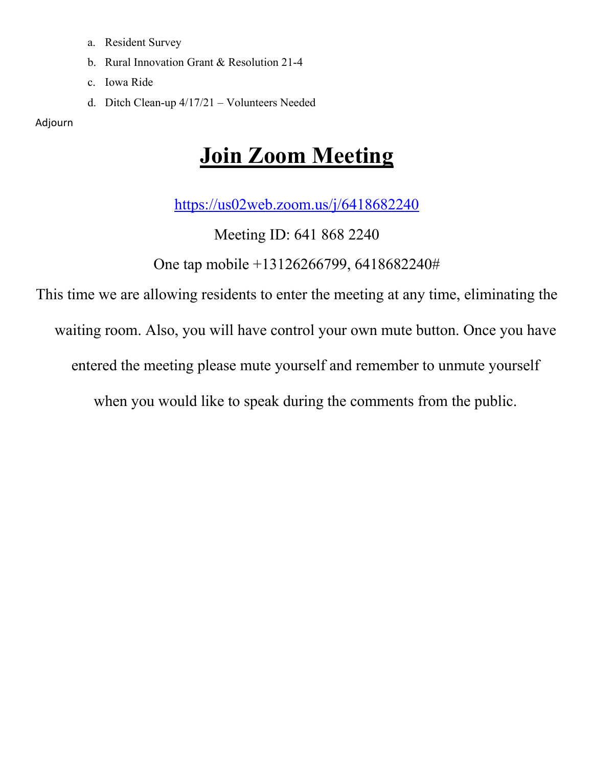a. Resident Survey
b. Rural Innovation Grant & Resolution 21-4
c. Iowa Ride
d. Ditch Clean-up 4/17/21 – Volunteers Needed

Adjourn

# Join Zoom Meeting

https://us02web.zoom.us/j/6418682240

Meeting ID: 641 868 2240

One tap mobile +13126266799, 6418682240#

This time we are allowing residents to enter the meeting at any time, eliminating the waiting room. Also, you will have control your own mute button. Once you have entered the meeting please mute yourself and remember to unmute yourself when you would like to speak during the comments from the public.